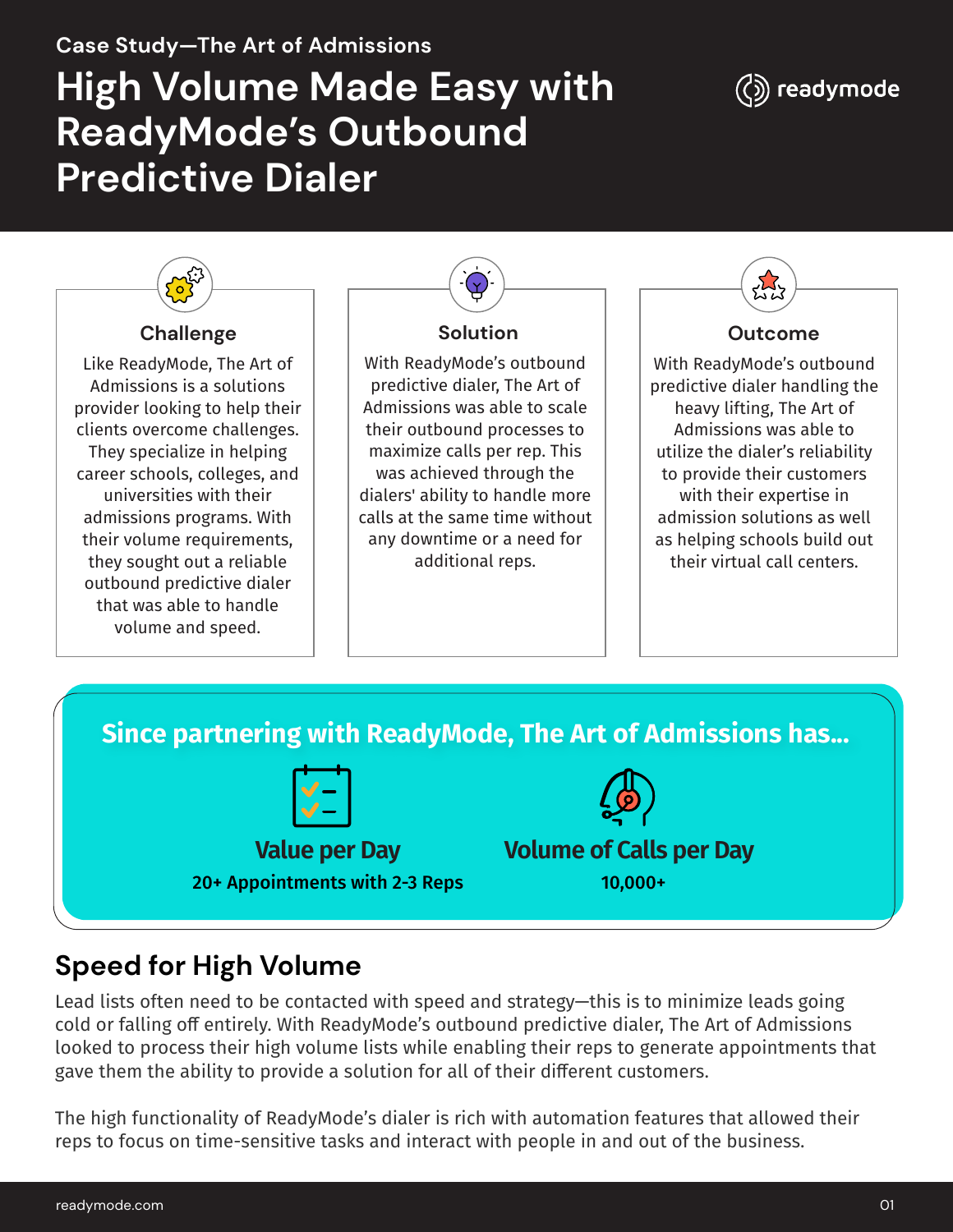Case Study—The Art of Admissions

# High Volume Made Easy with ReadyMode's Outbound Predictive Dialer

readymode

### Challenge

Like ReadyMode, The Art of Admissions is a solutions provider looking to help their clients overcome challenges. They specialize in helping career schools, colleges, and universities with their admissions programs. With their volume requirements, they sought out a reliable outbound predictive dialer that was able to handle volume and speed.

### Solution

With ReadyMode's outbound predictive dialer, The Art of Admissions was able to scale their outbound processes to maximize calls per rep. This was achieved through the dialers' ability to handle more calls at the same time without any downtime or a need for additional reps.

### Outcome

With ReadyMode's outbound predictive dialer handling the heavy lifting, The Art of Admissions was able to utilize the dialer's reliability to provide their customers with their expertise in admission solutions as well as helping schools build out their virtual call centers.

## Since partnering with ReadyMode, The Art of Admissions has...

**Value per Day**
20+ Appointments with 2-3 Reps

**Volume of Calls per Day**
10,000+

## Speed for High Volume

Lead lists often need to be contacted with speed and strategy—this is to minimize leads going cold or falling off entirely. With ReadyMode's outbound predictive dialer, The Art of Admissions looked to process their high volume lists while enabling their reps to generate appointments that gave them the ability to provide a solution for all of their different customers.

The high functionality of ReadyMode's dialer is rich with automation features that allowed their reps to focus on time-sensitive tasks and interact with people in and out of the business.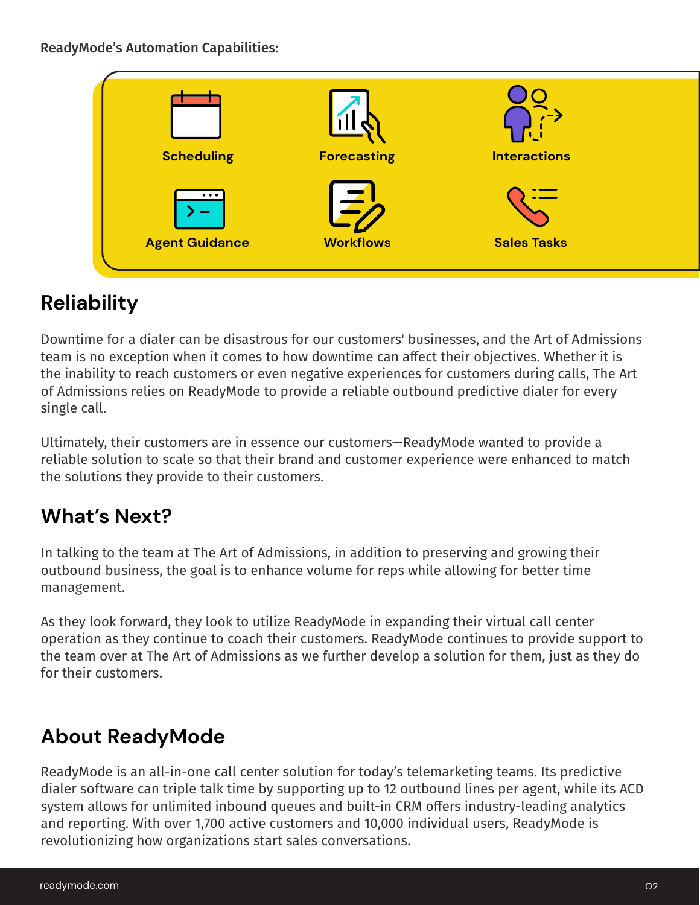**ReadyMode's Automation Capabilities:**

- Scheduling
- Forecasting
- Interactions
- Agent Guidance
- Workflows
- Sales Tasks

## Reliability

Downtime for a dialer can be disastrous for our customers' businesses, and the Art of Admissions team is no exception when it comes to how downtime can affect their objectives. Whether it is the inability to reach customers or even negative experiences for customers during calls, The Art of Admissions relies on ReadyMode to provide a reliable outbound predictive dialer for every single call.

Ultimately, their customers are in essence our customers—ReadyMode wanted to provide a reliable solution to scale so that their brand and customer experience were enhanced to match the solutions they provide to their customers.

## What's Next?

In talking to the team at The Art of Admissions, in addition to preserving and growing their outbound business, the goal is to enhance volume for reps while allowing for better time management.

As they look forward, they look to utilize ReadyMode in expanding their virtual call center operation as they continue to coach their customers. ReadyMode continues to provide support to the team over at The Art of Admissions as we further develop a solution for them, just as they do for their customers.

---

## About ReadyMode

ReadyMode is an all-in-one call center solution for today's telemarketing teams. Its predictive dialer software can triple talk time by supporting up to 12 outbound lines per agent, while its ACD system allows for unlimited inbound queues and built-in CRM offers industry-leading analytics and reporting. With over 1,700 active customers and 10,000 individual users, ReadyMode is revolutionizing how organizations start sales conversations.